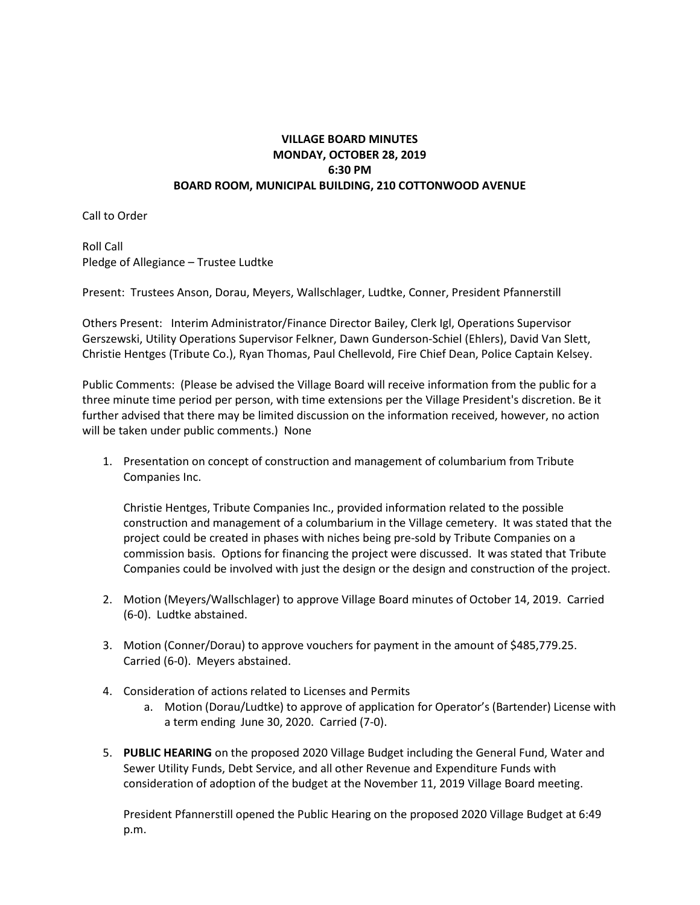**VILLAGE BOARD MINUTES**
**MONDAY, OCTOBER 28, 2019**
**6:30 PM**
**BOARD ROOM, MUNICIPAL BUILDING, 210 COTTONWOOD AVENUE**

Call to Order

Roll Call
Pledge of Allegiance – Trustee Ludtke

Present: Trustees Anson, Dorau, Meyers, Wallschlager, Ludtke, Conner, President Pfannerstill

Others Present: Interim Administrator/Finance Director Bailey, Clerk Igl, Operations Supervisor Gerszewski, Utility Operations Supervisor Felkner, Dawn Gunderson-Schiel (Ehlers), David Van Slett, Christie Hentges (Tribute Co.), Ryan Thomas, Paul Chellevold, Fire Chief Dean, Police Captain Kelsey.

Public Comments: (Please be advised the Village Board will receive information from the public for a three minute time period per person, with time extensions per the Village President's discretion. Be it further advised that there may be limited discussion on the information received, however, no action will be taken under public comments.) None

1. Presentation on concept of construction and management of columbarium from Tribute Companies Inc.

   Christie Hentges, Tribute Companies Inc., provided information related to the possible construction and management of a columbarium in the Village cemetery. It was stated that the project could be created in phases with niches being pre-sold by Tribute Companies on a commission basis. Options for financing the project were discussed. It was stated that Tribute Companies could be involved with just the design or the design and construction of the project.

2. Motion (Meyers/Wallschlager) to approve Village Board minutes of October 14, 2019. Carried (6-0). Ludtke abstained.

3. Motion (Conner/Dorau) to approve vouchers for payment in the amount of $485,779.25. Carried (6-0). Meyers abstained.

4. Consideration of actions related to Licenses and Permits
   a. Motion (Dorau/Ludtke) to approve of application for Operator's (Bartender) License with a term ending June 30, 2020. Carried (7-0).

5. **PUBLIC HEARING** on the proposed 2020 Village Budget including the General Fund, Water and Sewer Utility Funds, Debt Service, and all other Revenue and Expenditure Funds with consideration of adoption of the budget at the November 11, 2019 Village Board meeting.

   President Pfannerstill opened the Public Hearing on the proposed 2020 Village Budget at 6:49 p.m.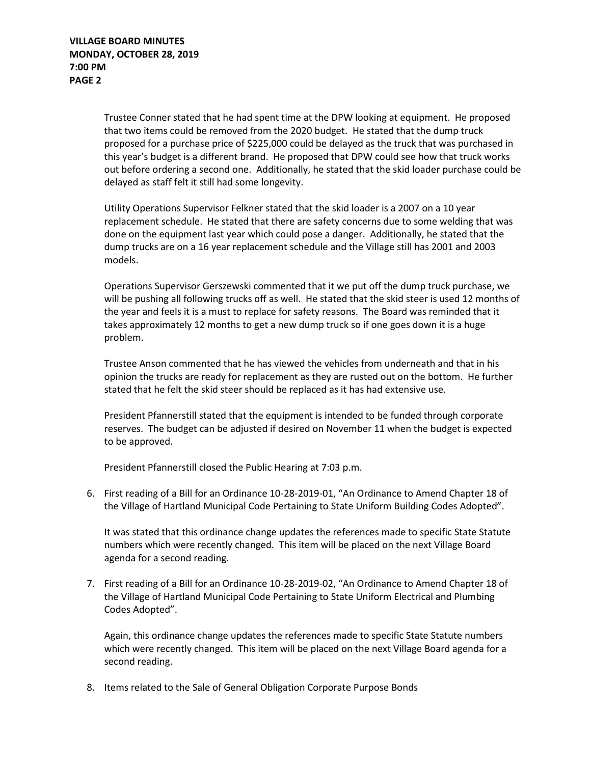Trustee Conner stated that he had spent time at the DPW looking at equipment. He proposed that two items could be removed from the 2020 budget. He stated that the dump truck proposed for a purchase price of $225,000 could be delayed as the truck that was purchased in this year's budget is a different brand. He proposed that DPW could see how that truck works out before ordering a second one. Additionally, he stated that the skid loader purchase could be delayed as staff felt it still had some longevity.

Utility Operations Supervisor Felkner stated that the skid loader is a 2007 on a 10 year replacement schedule. He stated that there are safety concerns due to some welding that was done on the equipment last year which could pose a danger. Additionally, he stated that the dump trucks are on a 16 year replacement schedule and the Village still has 2001 and 2003 models.

Operations Supervisor Gerszewski commented that it we put off the dump truck purchase, we will be pushing all following trucks off as well. He stated that the skid steer is used 12 months of the year and feels it is a must to replace for safety reasons. The Board was reminded that it takes approximately 12 months to get a new dump truck so if one goes down it is a huge problem.

Trustee Anson commented that he has viewed the vehicles from underneath and that in his opinion the trucks are ready for replacement as they are rusted out on the bottom. He further stated that he felt the skid steer should be replaced as it has had extensive use.

President Pfannerstill stated that the equipment is intended to be funded through corporate reserves. The budget can be adjusted if desired on November 11 when the budget is expected to be approved.

President Pfannerstill closed the Public Hearing at 7:03 p.m.

6. First reading of a Bill for an Ordinance 10-28-2019-01, "An Ordinance to Amend Chapter 18 of the Village of Hartland Municipal Code Pertaining to State Uniform Building Codes Adopted".

   It was stated that this ordinance change updates the references made to specific State Statute numbers which were recently changed. This item will be placed on the next Village Board agenda for a second reading.

7. First reading of a Bill for an Ordinance 10-28-2019-02, "An Ordinance to Amend Chapter 18 of the Village of Hartland Municipal Code Pertaining to State Uniform Electrical and Plumbing Codes Adopted".

   Again, this ordinance change updates the references made to specific State Statute numbers which were recently changed. This item will be placed on the next Village Board agenda for a second reading.

8. Items related to the Sale of General Obligation Corporate Purpose Bonds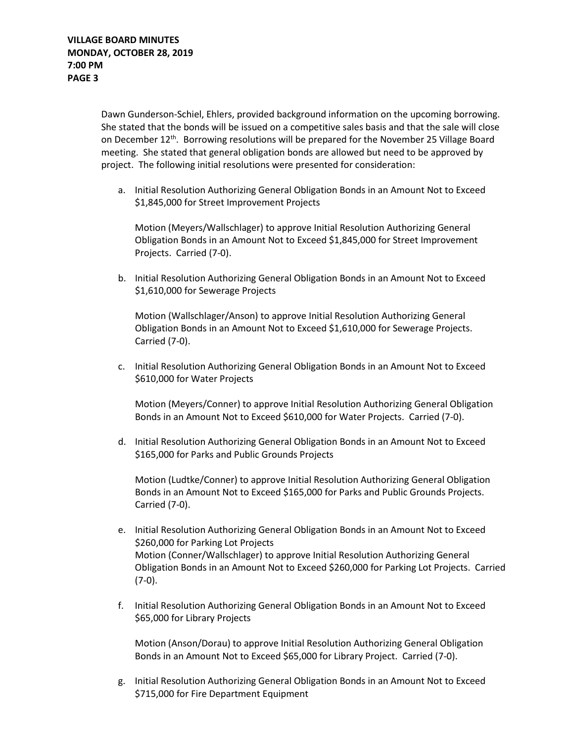Dawn Gunderson-Schiel, Ehlers, provided background information on the upcoming borrowing. She stated that the bonds will be issued on a competitive sales basis and that the sale will close on December 12th. Borrowing resolutions will be prepared for the November 25 Village Board meeting. She stated that general obligation bonds are allowed but need to be approved by project. The following initial resolutions were presented for consideration:

a. Initial Resolution Authorizing General Obligation Bonds in an Amount Not to Exceed $1,845,000 for Street Improvement Projects

   Motion (Meyers/Wallschlager) to approve Initial Resolution Authorizing General Obligation Bonds in an Amount Not to Exceed $1,845,000 for Street Improvement Projects. Carried (7-0).

b. Initial Resolution Authorizing General Obligation Bonds in an Amount Not to Exceed $1,610,000 for Sewerage Projects

   Motion (Wallschlager/Anson) to approve Initial Resolution Authorizing General Obligation Bonds in an Amount Not to Exceed $1,610,000 for Sewerage Projects. Carried (7-0).

c. Initial Resolution Authorizing General Obligation Bonds in an Amount Not to Exceed $610,000 for Water Projects

   Motion (Meyers/Conner) to approve Initial Resolution Authorizing General Obligation Bonds in an Amount Not to Exceed $610,000 for Water Projects. Carried (7-0).

d. Initial Resolution Authorizing General Obligation Bonds in an Amount Not to Exceed $165,000 for Parks and Public Grounds Projects

   Motion (Ludtke/Conner) to approve Initial Resolution Authorizing General Obligation Bonds in an Amount Not to Exceed $165,000 for Parks and Public Grounds Projects. Carried (7-0).

e. Initial Resolution Authorizing General Obligation Bonds in an Amount Not to Exceed $260,000 for Parking Lot Projects
   Motion (Conner/Wallschlager) to approve Initial Resolution Authorizing General Obligation Bonds in an Amount Not to Exceed $260,000 for Parking Lot Projects. Carried (7-0).

f. Initial Resolution Authorizing General Obligation Bonds in an Amount Not to Exceed $65,000 for Library Projects

   Motion (Anson/Dorau) to approve Initial Resolution Authorizing General Obligation Bonds in an Amount Not to Exceed $65,000 for Library Project. Carried (7-0).

g. Initial Resolution Authorizing General Obligation Bonds in an Amount Not to Exceed $715,000 for Fire Department Equipment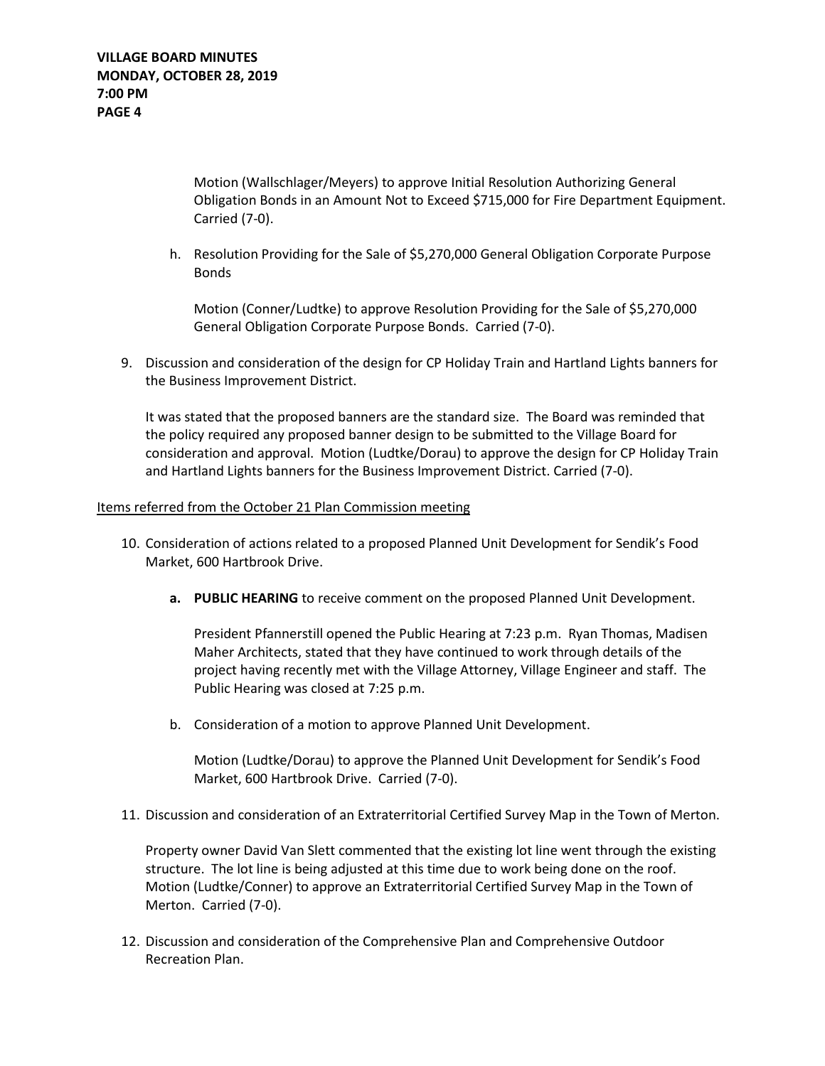Motion (Wallschlager/Meyers) to approve Initial Resolution Authorizing General Obligation Bonds in an Amount Not to Exceed $715,000 for Fire Department Equipment. Carried (7-0).

h. Resolution Providing for the Sale of $5,270,000 General Obligation Corporate Purpose Bonds

   Motion (Conner/Ludtke) to approve Resolution Providing for the Sale of $5,270,000 General Obligation Corporate Purpose Bonds. Carried (7-0).

9. Discussion and consideration of the design for CP Holiday Train and Hartland Lights banners for the Business Improvement District.

   It was stated that the proposed banners are the standard size. The Board was reminded that the policy required any proposed banner design to be submitted to the Village Board for consideration and approval. Motion (Ludtke/Dorau) to approve the design for CP Holiday Train and Hartland Lights banners for the Business Improvement District. Carried (7-0).

Items referred from the October 21 Plan Commission meeting

10. Consideration of actions related to a proposed Planned Unit Development for Sendik's Food Market, 600 Hartbrook Drive.

    a. **PUBLIC HEARING** to receive comment on the proposed Planned Unit Development.

       President Pfannerstill opened the Public Hearing at 7:23 p.m. Ryan Thomas, Madisen Maher Architects, stated that they have continued to work through details of the project having recently met with the Village Attorney, Village Engineer and staff. The Public Hearing was closed at 7:25 p.m.

    b. Consideration of a motion to approve Planned Unit Development.

       Motion (Ludtke/Dorau) to approve the Planned Unit Development for Sendik's Food Market, 600 Hartbrook Drive. Carried (7-0).

11. Discussion and consideration of an Extraterritorial Certified Survey Map in the Town of Merton.

    Property owner David Van Slett commented that the existing lot line went through the existing structure. The lot line is being adjusted at this time due to work being done on the roof. Motion (Ludtke/Conner) to approve an Extraterritorial Certified Survey Map in the Town of Merton. Carried (7-0).

12. Discussion and consideration of the Comprehensive Plan and Comprehensive Outdoor Recreation Plan.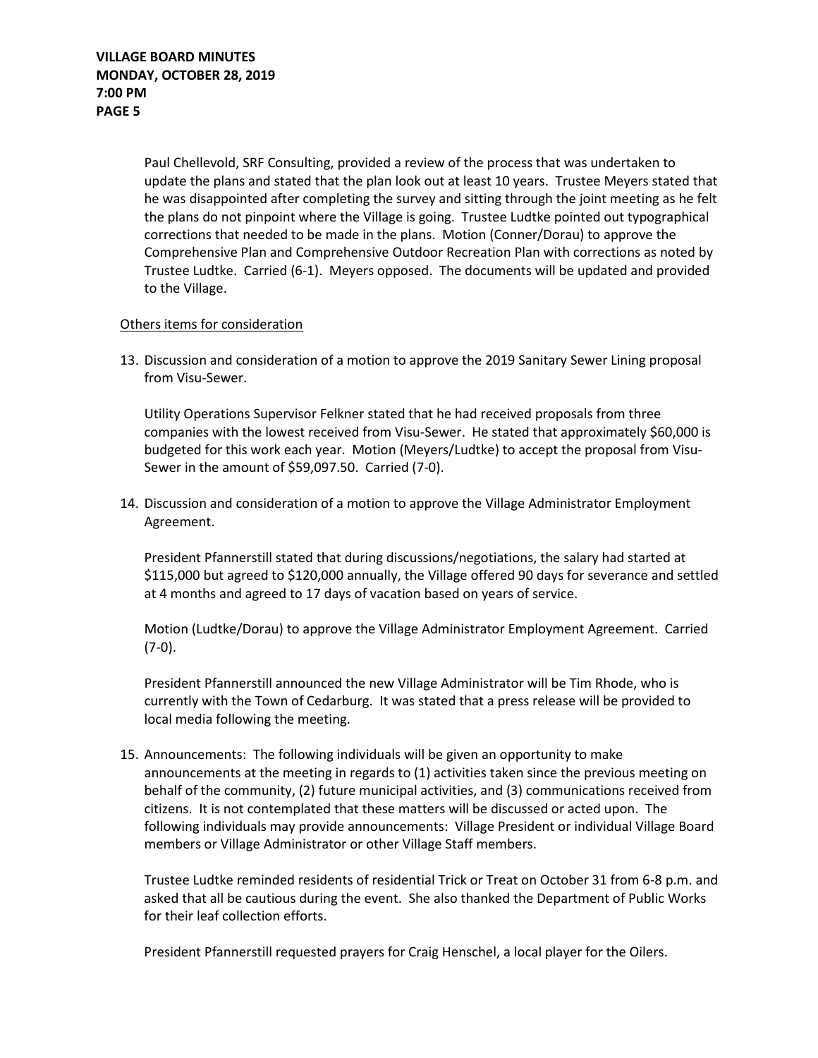Paul Chellevold, SRF Consulting, provided a review of the process that was undertaken to update the plans and stated that the plan look out at least 10 years. Trustee Meyers stated that he was disappointed after completing the survey and sitting through the joint meeting as he felt the plans do not pinpoint where the Village is going. Trustee Ludtke pointed out typographical corrections that needed to be made in the plans. Motion (Conner/Dorau) to approve the Comprehensive Plan and Comprehensive Outdoor Recreation Plan with corrections as noted by Trustee Ludtke. Carried (6-1). Meyers opposed. The documents will be updated and provided to the Village.

Others items for consideration

13. Discussion and consideration of a motion to approve the 2019 Sanitary Sewer Lining proposal from Visu-Sewer.

    Utility Operations Supervisor Felkner stated that he had received proposals from three companies with the lowest received from Visu-Sewer. He stated that approximately $60,000 is budgeted for this work each year. Motion (Meyers/Ludtke) to accept the proposal from Visu-Sewer in the amount of $59,097.50. Carried (7-0).

14. Discussion and consideration of a motion to approve the Village Administrator Employment Agreement.

    President Pfannerstill stated that during discussions/negotiations, the salary had started at $115,000 but agreed to $120,000 annually, the Village offered 90 days for severance and settled at 4 months and agreed to 17 days of vacation based on years of service.

    Motion (Ludtke/Dorau) to approve the Village Administrator Employment Agreement. Carried (7-0).

    President Pfannerstill announced the new Village Administrator will be Tim Rhode, who is currently with the Town of Cedarburg. It was stated that a press release will be provided to local media following the meeting.

15. Announcements: The following individuals will be given an opportunity to make announcements at the meeting in regards to (1) activities taken since the previous meeting on behalf of the community, (2) future municipal activities, and (3) communications received from citizens. It is not contemplated that these matters will be discussed or acted upon. The following individuals may provide announcements: Village President or individual Village Board members or Village Administrator or other Village Staff members.

    Trustee Ludtke reminded residents of residential Trick or Treat on October 31 from 6-8 p.m. and asked that all be cautious during the event. She also thanked the Department of Public Works for their leaf collection efforts.

    President Pfannerstill requested prayers for Craig Henschel, a local player for the Oilers.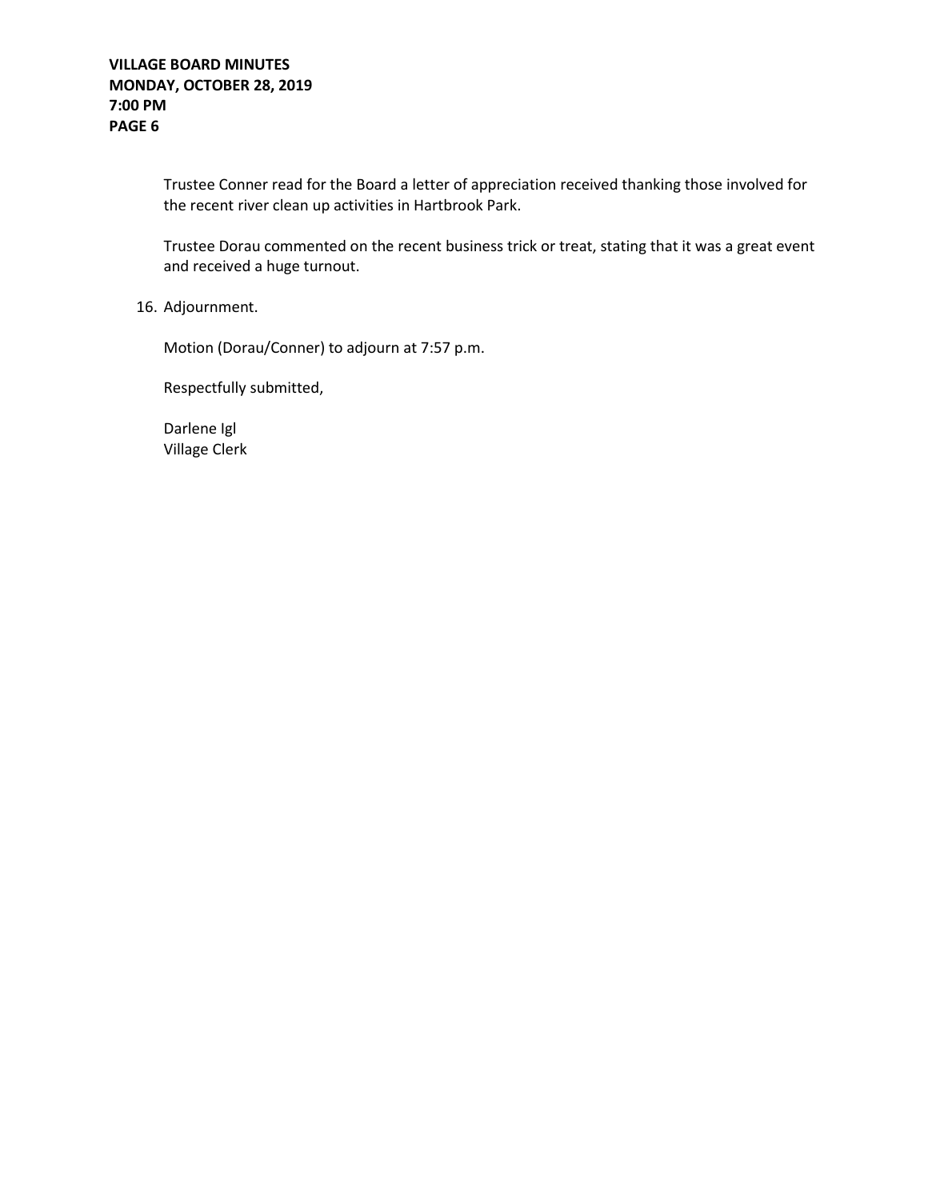Trustee Conner read for the Board a letter of appreciation received thanking those involved for the recent river clean up activities in Hartbrook Park.

Trustee Dorau commented on the recent business trick or treat, stating that it was a great event and received a huge turnout.

16. Adjournment.

    Motion (Dorau/Conner) to adjourn at 7:57 p.m.

    Respectfully submitted,

    Darlene Igl
    Village Clerk